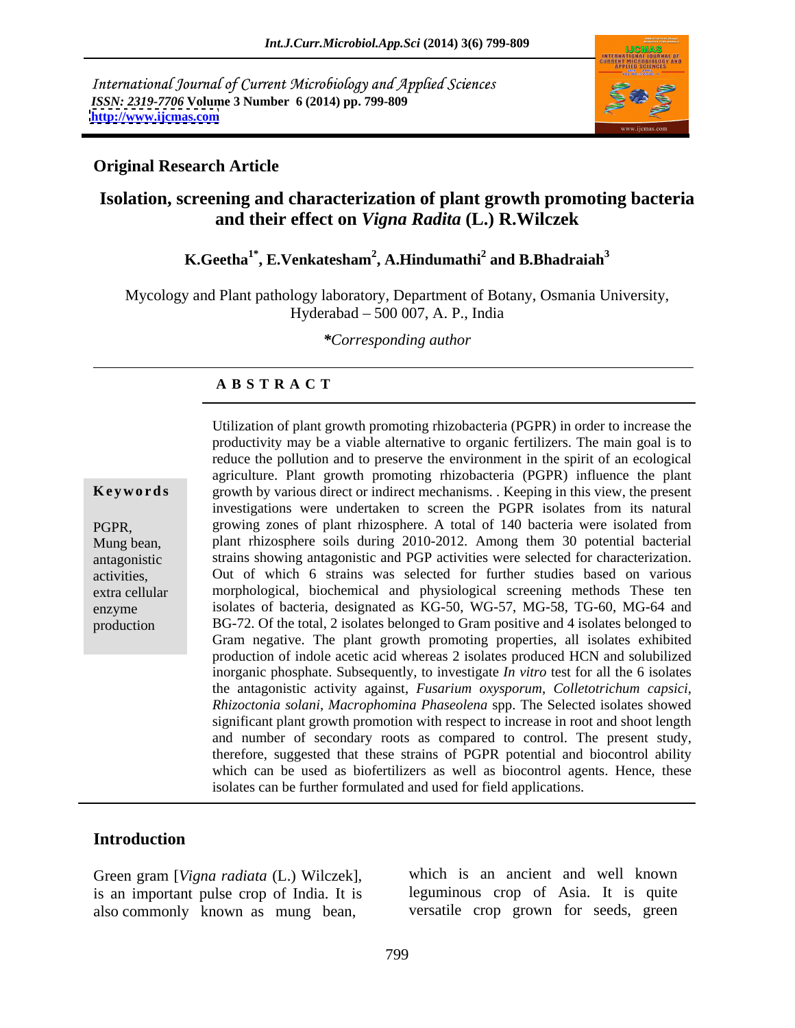International Journal of Current Microbiology and Applied Sciences
*ISSN: 2319-7706* **Volume 3 Number 6 (2014) pp. 799-809**
**http://www.ijcmas.com**

**Original Research Article**

# Isolation, screening and characterization of plant growth promoting bacteria and their effect on *Vigna Radita* (L.) R.Wilczek

**K.Geetha[1*], E.Venkatesham[2], A.Hindumathi[2] and B.Bhadraiah[3]**

Mycology and Plant pathology laboratory, Department of Botany, Osmania University, Hyderabad – 500 007, A. P., India

*\*Corresponding author*

## A B S T R A C T

**Keywords**

PGPR, Mung bean, antagonistic activities, extra cellular enzyme production

Utilization of plant growth promoting rhizobacteria (PGPR) in order to increase the productivity may be a viable alternative to organic fertilizers. The main goal is to reduce the pollution and to preserve the environment in the spirit of an ecological agriculture. Plant growth promoting rhizobacteria (PGPR) influence the plant growth by various direct or indirect mechanisms. . Keeping in this view, the present investigations were undertaken to screen the PGPR isolates from its natural growing zones of plant rhizosphere. A total of 140 bacteria were isolated from plant rhizosphere soils during 2010-2012. Among them 30 potential bacterial strains showing antagonistic and PGP activities were selected for characterization. Out of which 6 strains was selected for further studies based on various morphological, biochemical and physiological screening methods These ten isolates of bacteria, designated as KG-50, WG-57, MG-58, TG-60, MG-64 and BG-72. Of the total, 2 isolates belonged to Gram positive and 4 isolates belonged to Gram negative. The plant growth promoting properties, all isolates exhibited production of indole acetic acid whereas 2 isolates produced HCN and solubilized inorganic phosphate. Subsequently, to investigate *In vitro* test for all the 6 isolates the antagonistic activity against, *Fusarium oxysporum*, *Colletotrichum capsici*, *Rhizoctonia solani*, *Macrophomina Phaseolena* spp. The Selected isolates showed significant plant growth promotion with respect to increase in root and shoot length and number of secondary roots as compared to control. The present study, therefore, suggested that these strains of PGPR potential and biocontrol ability which can be used as biofertilizers as well as biocontrol agents. Hence, these isolates can be further formulated and used for field applications.

## Introduction

Green gram [*Vigna radiata* (L.) Wilczek], is an important pulse crop of India. It is also commonly known as mung bean, which is an ancient and well known leguminous crop of Asia. It is quite versatile crop grown for seeds, green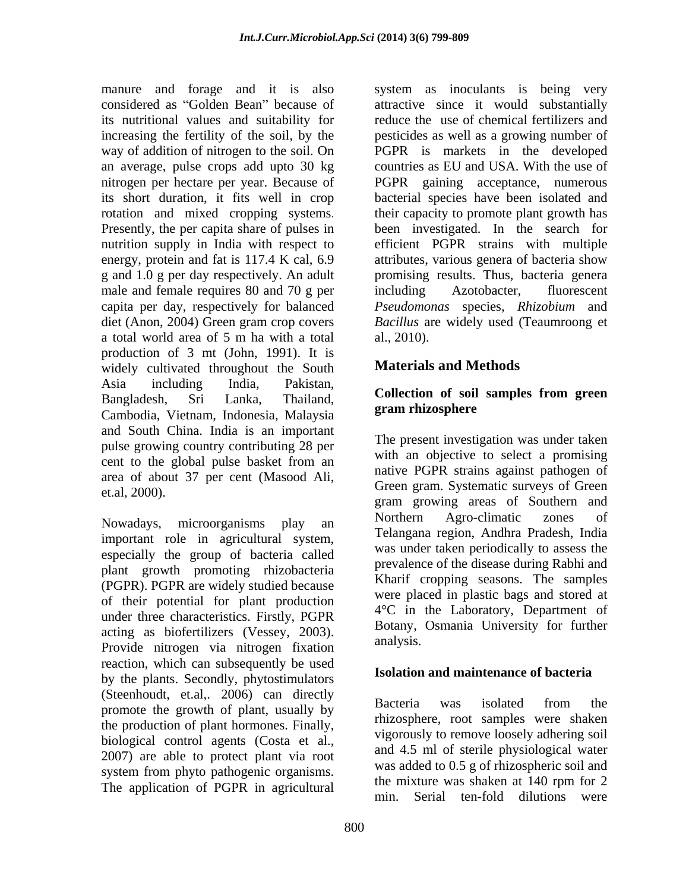manure and forage and it is also considered as "Golden Bean" because of its nutritional values and suitability for increasing the fertility of the soil, by the way of addition of nitrogen to the soil. On an average, pulse crops add upto 30 kg nitrogen per hectare per year. Because of its short duration, it fits well in crop rotation and mixed cropping systems. Presently, the per capita share of pulses in nutrition supply in India with respect to energy, protein and fat is 117.4 K cal, 6.9 g and 1.0 g per day respectively. An adult male and female requires 80 and 70 g per capita per day, respectively for balanced diet (Anon, 2004) Green gram crop covers a total world area of 5 m ha with a total production of 3 mt (John, 1991). It is widely cultivated throughout the South Asia including India, Pakistan, Bangladesh, Sri Lanka, Thailand, Cambodia, Vietnam, Indonesia, Malaysia and South China. India is an important pulse growing country contributing 28 per cent to the global pulse basket from an area of about 37 per cent (Masood Ali, et.al, 2000).

Nowadays, microorganisms play an important role in agricultural system, especially the group of bacteria called plant growth promoting rhizobacteria (PGPR). PGPR are widely studied because of their potential for plant production under three characteristics. Firstly, PGPR acting as biofertilizers (Vessey, 2003). Provide nitrogen via nitrogen fixation reaction, which can subsequently be used by the plants. Secondly, phytostimulators (Steenhoudt, et.al,. 2006) can directly promote the growth of plant, usually by the production of plant hormones. Finally, biological control agents (Costa et al., 2007) are able to protect plant via root system from phyto pathogenic organisms. The application of PGPR in agricultural system as inoculants is being very attractive since it would substantially reduce the use of chemical fertilizers and pesticides as well as a growing number of PGPR is markets in the developed countries as EU and USA. With the use of PGPR gaining acceptance, numerous bacterial species have been isolated and their capacity to promote plant growth has been investigated. In the search for efficient PGPR strains with multiple attributes, various genera of bacteria show promising results. Thus, bacteria genera including Azotobacter, fluorescent *Pseudomonas* species, *Rhizobium* and *Bacillus* are widely used (Teaumroong et al., 2010).

## Materials and Methods

### Collection of soil samples from green gram rhizosphere

The present investigation was under taken with an objective to select a promising native PGPR strains against pathogen of Green gram. Systematic surveys of Green gram growing areas of Southern and Northern Agro-climatic zones of Telangana region, Andhra Pradesh, India was under taken periodically to assess the prevalence of the disease during Rabhi and Kharif cropping seasons. The samples were placed in plastic bags and stored at 4°C in the Laboratory, Department of Botany, Osmania University for further analysis.

### Isolation and maintenance of bacteria

Bacteria was isolated from the rhizosphere, root samples were shaken vigorously to remove loosely adhering soil and 4.5 ml of sterile physiological water was added to 0.5 g of rhizospheric soil and the mixture was shaken at 140 rpm for 2 min. Serial ten-fold dilutions were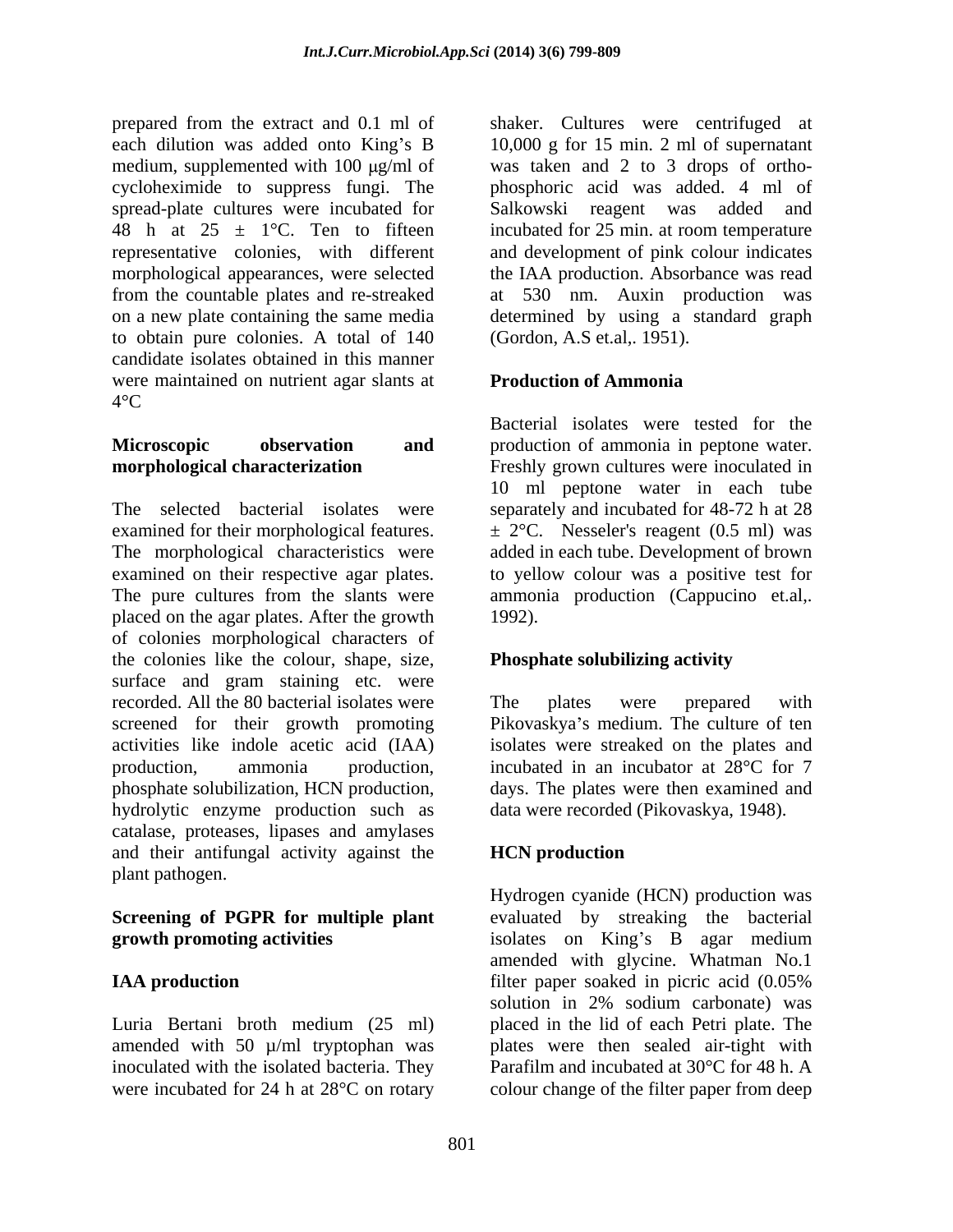prepared from the extract and 0.1 ml of each dilution was added onto King's B medium, supplemented with 100 μg/ml of cycloheximide to suppress fungi. The spread-plate cultures were incubated for 48 h at 25 ± 1°C. Ten to fifteen representative colonies, with different morphological appearances, were selected from the countable plates and re-streaked on a new plate containing the same media to obtain pure colonies. A total of 140 candidate isolates obtained in this manner were maintained on nutrient agar slants at 4°C

**Microscopic observation and morphological characterization**

The selected bacterial isolates were examined for their morphological features. The morphological characteristics were examined on their respective agar plates. The pure cultures from the slants were placed on the agar plates. After the growth of colonies morphological characters of the colonies like the colour, shape, size, surface and gram staining etc. were recorded. All the 80 bacterial isolates were screened for their growth promoting activities like indole acetic acid (IAA) production, ammonia production, phosphate solubilization, HCN production, hydrolytic enzyme production such as catalase, proteases, lipases and amylases and their antifungal activity against the plant pathogen.

**Screening of PGPR for multiple plant growth promoting activities**

**IAA production**

Luria Bertani broth medium (25 ml) amended with 50 µ/ml tryptophan was inoculated with the isolated bacteria. They were incubated for 24 h at 28°C on rotary shaker. Cultures were centrifuged at 10,000 g for 15 min. 2 ml of supernatant was taken and 2 to 3 drops of ortho-phosphoric acid was added. 4 ml of Salkowski reagent was added and incubated for 25 min. at room temperature and development of pink colour indicates the IAA production. Absorbance was read at 530 nm. Auxin production was determined by using a standard graph (Gordon, A.S et.al,. 1951).

**Production of Ammonia**

Bacterial isolates were tested for the production of ammonia in peptone water. Freshly grown cultures were inoculated in 10 ml peptone water in each tube separately and incubated for 48-72 h at 28 ± 2°C. Nesseler's reagent (0.5 ml) was added in each tube. Development of brown to yellow colour was a positive test for ammonia production (Cappucino et.al,. 1992).

**Phosphate solubilizing activity**

The plates were prepared with Pikovaskya's medium. The culture of ten isolates were streaked on the plates and incubated in an incubator at 28°C for 7 days. The plates were then examined and data were recorded (Pikovaskya, 1948).

**HCN production**

Hydrogen cyanide (HCN) production was evaluated by streaking the bacterial isolates on King's B agar medium amended with glycine. Whatman No.1 filter paper soaked in picric acid (0.05% solution in 2% sodium carbonate) was placed in the lid of each Petri plate. The plates were then sealed air-tight with Parafilm and incubated at 30°C for 48 h. A colour change of the filter paper from deep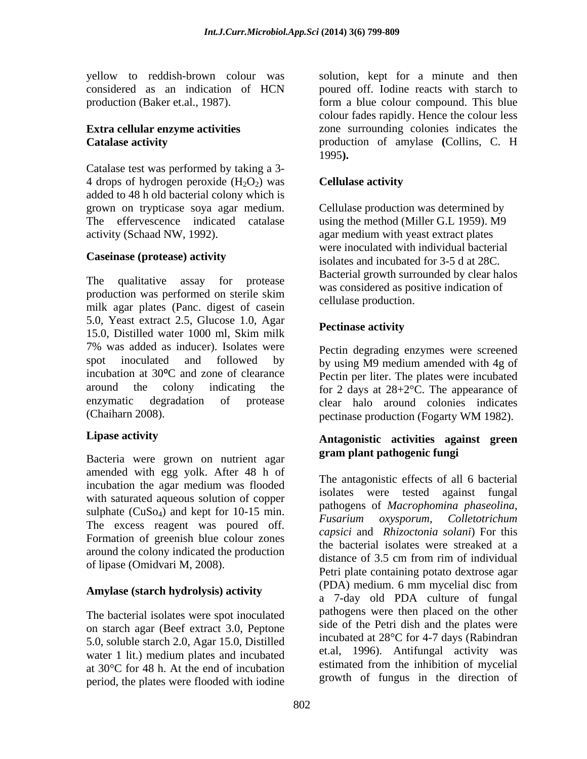yellow to reddish-brown colour was considered as an indication of HCN production (Baker et.al., 1987).

### Extra cellular enzyme activities

### Catalase activity

Catalase test was performed by taking a 3-4 drops of hydrogen peroxide ($H_2O_2$) was added to 48 h old bacterial colony which is grown on trypticase soya agar medium. The effervescence indicated catalase activity (Schaad NW, 1992).

### Caseinase (protease) activity

The qualitative assay for protease production was performed on sterile skim milk agar plates (Panc. digest of casein 5.0, Yeast extract 2.5, Glucose 1.0, Agar 15.0, Distilled water 1000 ml, Skim milk 7% was added as inducer). Isolates were spot inoculated and followed by incubation at 30ºC and zone of clearance around the colony indicating the enzymatic degradation of protease (Chaiharn 2008).

### Lipase activity

Bacteria were grown on nutrient agar amended with egg yolk. After 48 h of incubation the agar medium was flooded with saturated aqueous solution of copper sulphate ($CuSo_4$) and kept for 10-15 min. The excess reagent was poured off. Formation of greenish blue colour zones around the colony indicated the production of lipase (Omidvari M, 2008).

### Amylase (starch hydrolysis) activity

The bacterial isolates were spot inoculated on starch agar (Beef extract 3.0, Peptone 5.0, soluble starch 2.0, Agar 15.0, Distilled water 1 lit.) medium plates and incubated at 30°C for 48 h. At the end of incubation period, the plates were flooded with iodine solution, kept for a minute and then poured off. Iodine reacts with starch to form a blue colour compound. This blue colour fades rapidly. Hence the colour less zone surrounding colonies indicates the production of amylase **(**Collins, C. H 1995**).**

### Cellulase activity

Cellulase production was determined by using the method (Miller G.L 1959). M9 agar medium with yeast extract plates were inoculated with individual bacterial isolates and incubated for 3-5 d at 28C. Bacterial growth surrounded by clear halos was considered as positive indication of cellulase production.

### Pectinase activity

Pectin degrading enzymes were screened by using M9 medium amended with 4g of Pectin per liter. The plates were incubated for 2 days at 28+2°C. The appearance of clear halo around colonies indicates pectinase production (Fogarty WM 1982).

### Antagonistic activities against green gram plant pathogenic fungi

The antagonistic effects of all 6 bacterial isolates were tested against fungal pathogens of *Macrophomina phaseolina*, *Fusarium oxysporum*, *Colletotrichum capsici* and *Rhizoctonia solani*) For this the bacterial isolates were streaked at a distance of 3.5 cm from rim of individual Petri plate containing potato dextrose agar (PDA) medium. 6 mm mycelial disc from a 7-day old PDA culture of fungal pathogens were then placed on the other side of the Petri dish and the plates were incubated at 28°C for 4-7 days (Rabindran et.al, 1996). Antifungal activity was estimated from the inhibition of mycelial growth of fungus in the direction of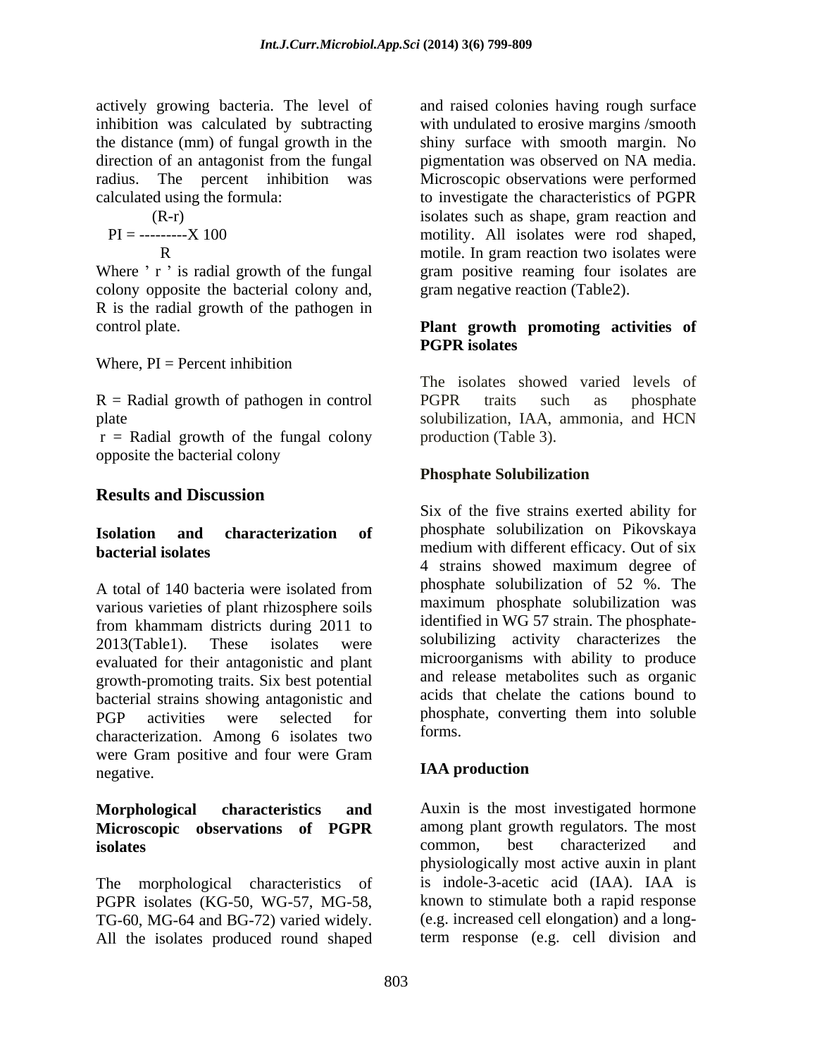actively growing bacteria. The level of inhibition was calculated by subtracting the distance (mm) of fungal growth in the direction of an antagonist from the fungal radius. The percent inhibition was calculated using the formula:

$$PI = \frac{(R-r)}{R} \times 100$$

Where ' r ' is radial growth of the fungal colony opposite the bacterial colony and, R is the radial growth of the pathogen in control plate.

Where, PI = Percent inhibition

R = Radial growth of pathogen in control plate

r = Radial growth of the fungal colony opposite the bacterial colony

## Results and Discussion

### Isolation and characterization of bacterial isolates

A total of 140 bacteria were isolated from various varieties of plant rhizosphere soils from khammam districts during 2011 to 2013(Table1). These isolates were evaluated for their antagonistic and plant growth-promoting traits. Six best potential bacterial strains showing antagonistic and PGP activities were selected for characterization. Among 6 isolates two were Gram positive and four were Gram negative.

### Morphological characteristics and Microscopic observations of PGPR isolates

The morphological characteristics of PGPR isolates (KG-50, WG-57, MG-58, TG-60, MG-64 and BG-72) varied widely. All the isolates produced round shaped and raised colonies having rough surface with undulated to erosive margins /smooth shiny surface with smooth margin. No pigmentation was observed on NA media. Microscopic observations were performed to investigate the characteristics of PGPR isolates such as shape, gram reaction and motility. All isolates were rod shaped, motile. In gram reaction two isolates were gram positive reaming four isolates are gram negative reaction (Table2).

### Plant growth promoting activities of PGPR isolates

The isolates showed varied levels of PGPR traits such as phosphate solubilization, IAA, ammonia, and HCN production (Table 3).

### Phosphate Solubilization

Six of the five strains exerted ability for phosphate solubilization on Pikovskaya medium with different efficacy. Out of six 4 strains showed maximum degree of phosphate solubilization of 52 %. The maximum phosphate solubilization was identified in WG 57 strain. The phosphate-solubilizing activity characterizes the microorganisms with ability to produce and release metabolites such as organic acids that chelate the cations bound to phosphate, converting them into soluble forms.

### IAA production

Auxin is the most investigated hormone among plant growth regulators. The most common, best characterized and physiologically most active auxin in plant is indole-3-acetic acid (IAA). IAA is known to stimulate both a rapid response (e.g. increased cell elongation) and a long-term response (e.g. cell division and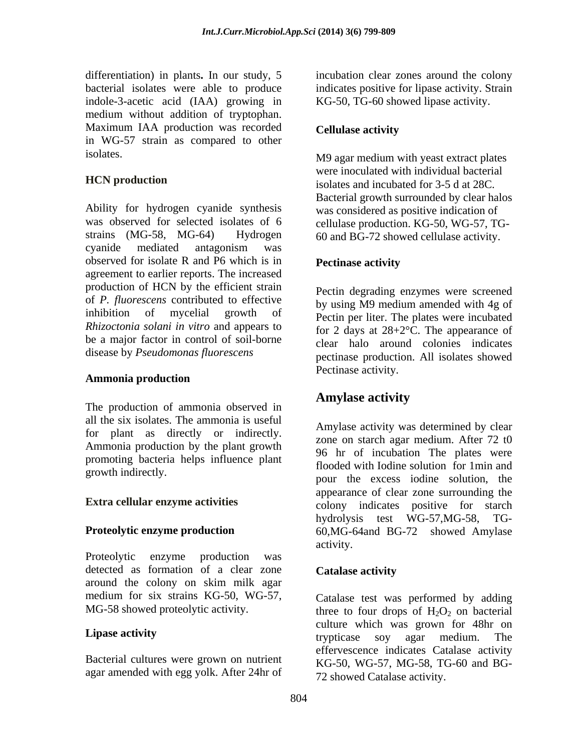differentiation) in plants**.** In our study, 5 bacterial isolates were able to produce indole-3-acetic acid (IAA) growing in medium without addition of tryptophan. Maximum IAA production was recorded in WG-57 strain as compared to other isolates.

**HCN production**

Ability for hydrogen cyanide synthesis was observed for selected isolates of 6 strains (MG-58, MG-64) Hydrogen cyanide mediated antagonism was observed for isolate R and P6 which is in agreement to earlier reports. The increased production of HCN by the efficient strain of *P. fluorescens* contributed to effective inhibition of mycelial growth of *Rhizoctonia solani in vitro* and appears to be a major factor in control of soil-borne disease by *Pseudomonas fluorescens*

**Ammonia production**

The production of ammonia observed in all the six isolates. The ammonia is useful for plant as directly or indirectly. Ammonia production by the plant growth promoting bacteria helps influence plant growth indirectly.

**Extra cellular enzyme activities**

**Proteolytic enzyme production**

Proteolytic enzyme production was detected as formation of a clear zone around the colony on skim milk agar medium for six strains KG-50, WG-57, MG-58 showed proteolytic activity.

**Lipase activity**

Bacterial cultures were grown on nutrient agar amended with egg yolk. After 24hr of incubation clear zones around the colony indicates positive for lipase activity. Strain KG-50, TG-60 showed lipase activity.

**Cellulase activity**

M9 agar medium with yeast extract plates were inoculated with individual bacterial isolates and incubated for 3-5 d at 28C. Bacterial growth surrounded by clear halos was considered as positive indication of cellulase production. KG-50, WG-57, TG-60 and BG-72 showed cellulase activity.

**Pectinase activity**

Pectin degrading enzymes were screened by using M9 medium amended with 4g of Pectin per liter. The plates were incubated for 2 days at 28+2°C. The appearance of clear halo around colonies indicates pectinase production. All isolates showed Pectinase activity.

## Amylase activity

Amylase activity was determined by clear zone on starch agar medium. After 72 t0 96 hr of incubation The plates were flooded with Iodine solution for 1min and pour the excess iodine solution, the appearance of clear zone surrounding the colony indicates positive for starch hydrolysis test WG-57,MG-58, TG-60,MG-64and BG-72 showed Amylase activity.

**Catalase activity**

Catalase test was performed by adding three to four drops of $H_2O_2$ on bacterial culture which was grown for 48hr on trypticase soy agar medium. The effervescence indicates Catalase activity KG-50, WG-57, MG-58, TG-60 and BG-72 showed Catalase activity.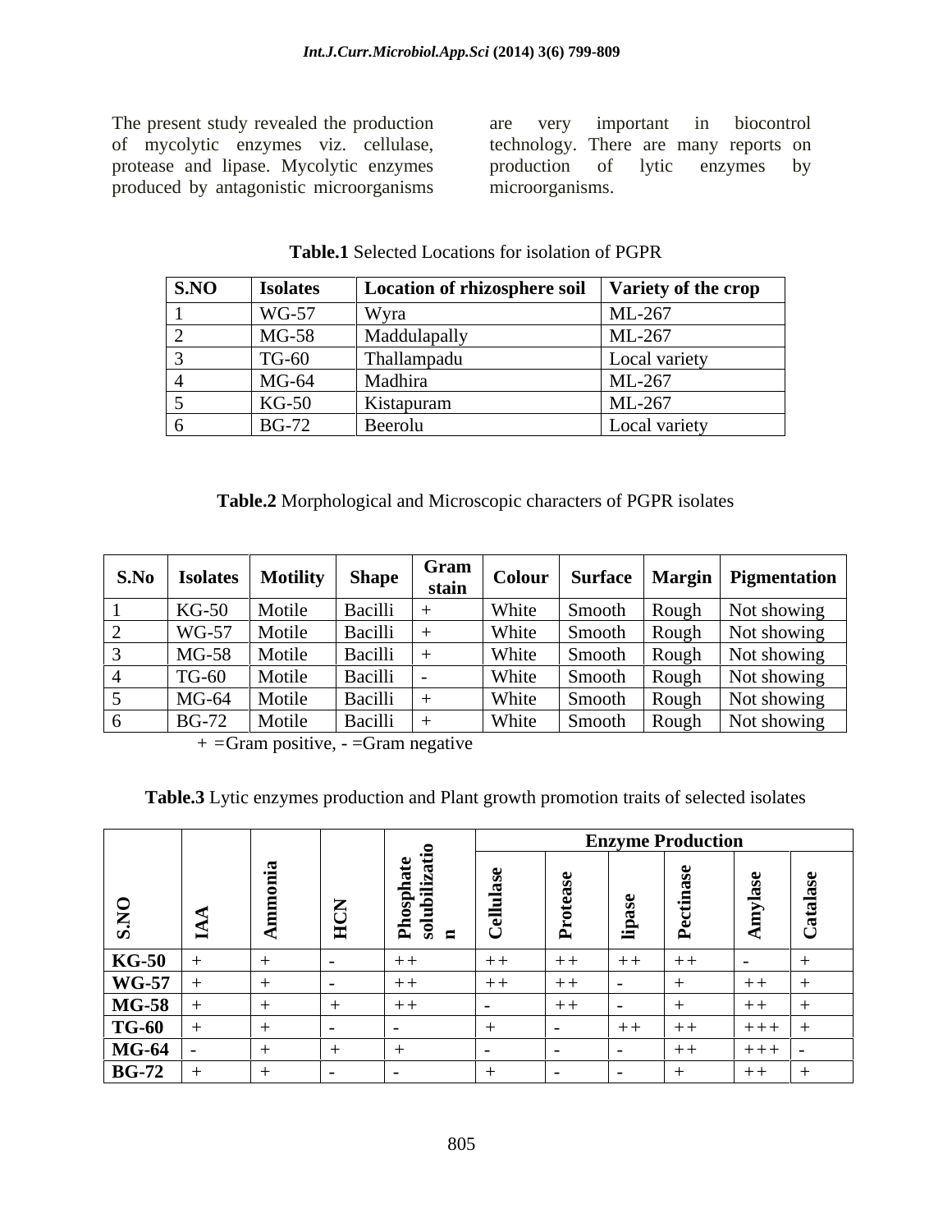The present study revealed the production of mycolytic enzymes viz. cellulase, protease and lipase. Mycolytic enzymes produced by antagonistic microorganisms are very important in biocontrol technology. There are many reports on production of lytic enzymes by microorganisms.

**Table.1** Selected Locations for isolation of PGPR

| S.NO | Isolates | Location of rhizosphere soil | Variety of the crop |
|---|---|---|---|
| 1 | WG-57 | Wyra | ML-267 |
| 2 | MG-58 | Maddulapally | ML-267 |
| 3 | TG-60 | Thallampadu | Local variety |
| 4 | MG-64 | Madhira | ML-267 |
| 5 | KG-50 | Kistapuram | ML-267 |
| 6 | BG-72 | Beerolu | Local variety |

**Table.2** Morphological and Microscopic characters of PGPR isolates

| S.No | Isolates | Motility | Shape | Gram stain | Colour | Surface | Margin | Pigmentation |
|---|---|---|---|---|---|---|---|---|
| 1 | KG-50 | Motile | Bacilli | + | White | Smooth | Rough | Not showing |
| 2 | WG-57 | Motile | Bacilli | + | White | Smooth | Rough | Not showing |
| 3 | MG-58 | Motile | Bacilli | + | White | Smooth | Rough | Not showing |
| 4 | TG-60 | Motile | Bacilli | - | White | Smooth | Rough | Not showing |
| 5 | MG-64 | Motile | Bacilli | + | White | Smooth | Rough | Not showing |
| 6 | BG-72 | Motile | Bacilli | + | White | Smooth | Rough | Not showing |

+ =Gram positive, - =Gram negative

**Table.3** Lytic enzymes production and Plant growth promotion traits of selected isolates

| S.NO | IAA | Ammonia | HCN | Phosphate solubilization | Enzyme Production | | | | | |
|---|---|---|---|---|---|---|---|---|---|---|
| | | | | | Cellulase | Protease | lipase | Pectinase | Amylase | Catalase |
| KG-50 | + | + | - | ++ | ++ | ++ | ++ | ++ | - | + |
| WG-57 | + | + | - | ++ | ++ | ++ | - | + | ++ | + |
| MG-58 | + | + | + | ++ | - | ++ | - | + | ++ | + |
| TG-60 | + | + | - | - | + | - | ++ | ++ | +++ | + |
| MG-64 | - | + | + | + | - | - | - | ++ | +++ | - |
| BG-72 | + | + | - | - | + | - | - | + | ++ | + |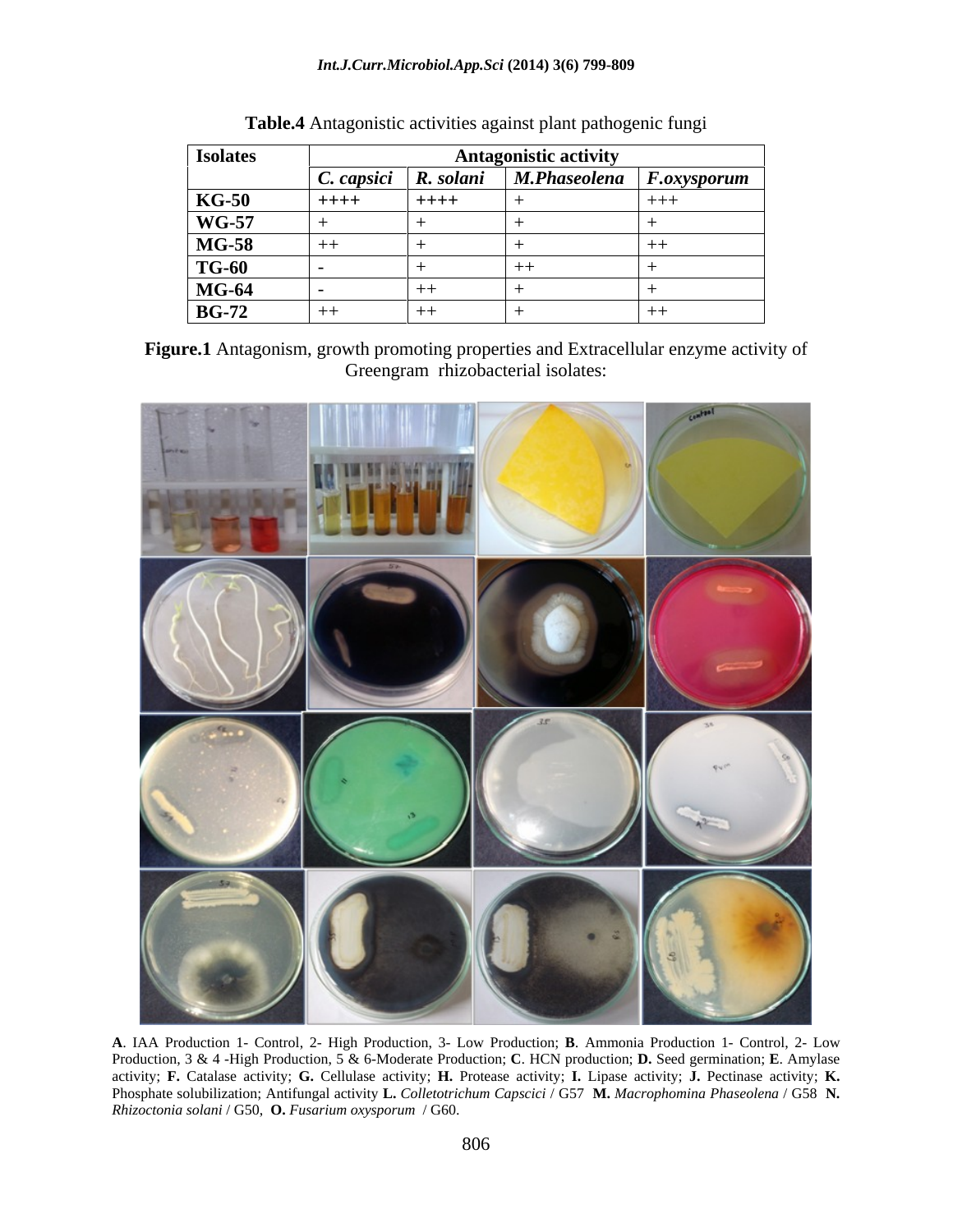**Table.4** Antagonistic activities against plant pathogenic fungi

| Isolates | Antagonistic activity | | | |
|---|---|---|---|---|
| | *C. capsici* | *R. solani* | *M.Phaseolena* | *F.oxysporum* |
| **KG-50** | ++++ | ++++ | + | +++ |
| **WG-57** | + | + | + | + |
| **MG-58** | ++ | + | + | ++ |
| **TG-60** | - | + | ++ | + |
| **MG-64** | - | ++ | + | + |
| **BG-72** | ++ | ++ | + | ++ |

**Figure.1** Antagonism, growth promoting properties and Extracellular enzyme activity of Greengram rhizobacterial isolates:

**A**. IAA Production 1- Control, 2- High Production, 3- Low Production; **B**. Ammonia Production 1- Control, 2- Low Production, 3 & 4 -High Production, 5 & 6-Moderate Production; **C**. HCN production; **D.** Seed germination; **E**. Amylase activity; **F.** Catalase activity; **G.** Cellulase activity; **H.** Protease activity; **I.** Lipase activity; **J.** Pectinase activity; **K.** Phosphate solubilization; Antifungal activity **L.** *Colletotrichum Capscici* / G57 **M.** *Macrophomina Phaseolena* / G58 **N.** *Rhizoctonia solani* / G50, **O.** *Fusarium oxysporum* / G60.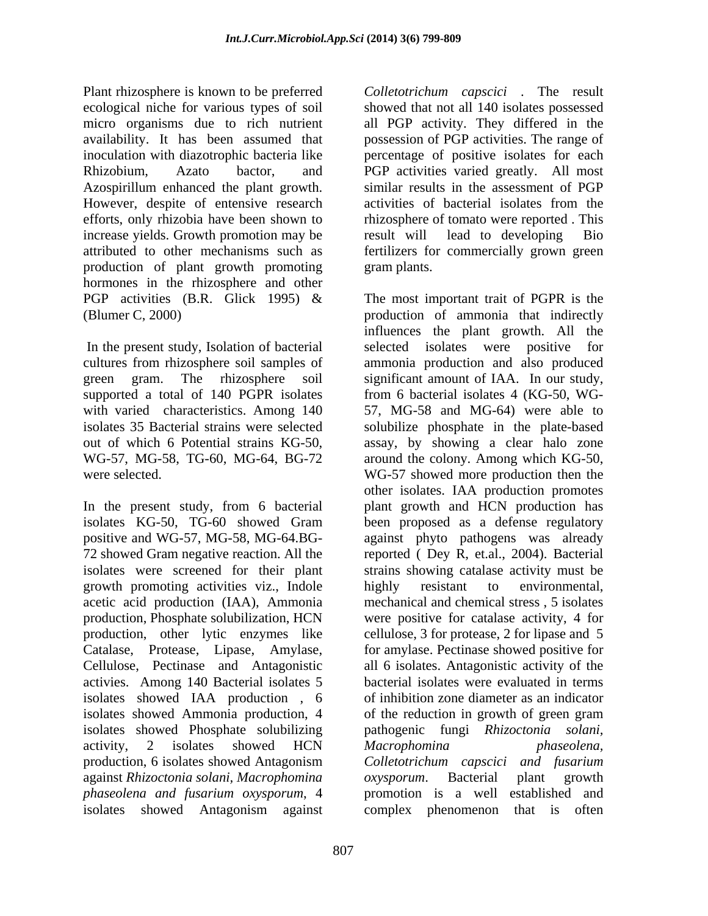Plant rhizosphere is known to be preferred ecological niche for various types of soil micro organisms due to rich nutrient availability. It has been assumed that inoculation with diazotrophic bacteria like Rhizobium, Azato bactor, and Azospirillum enhanced the plant growth. However, despite of entensive research efforts, only rhizobia have been shown to increase yields. Growth promotion may be attributed to other mechanisms such as production of plant growth promoting hormones in the rhizosphere and other PGP activities (B.R. Glick 1995) & (Blumer C, 2000)

In the present study, Isolation of bacterial cultures from rhizosphere soil samples of green gram. The rhizosphere soil supported a total of 140 PGPR isolates with varied characteristics. Among 140 isolates 35 Bacterial strains were selected out of which 6 Potential strains KG-50, WG-57, MG-58, TG-60, MG-64, BG-72 were selected.

In the present study, from 6 bacterial isolates KG-50, TG-60 showed Gram positive and WG-57, MG-58, MG-64.BG-72 showed Gram negative reaction. All the isolates were screened for their plant growth promoting activities viz., Indole acetic acid production (IAA), Ammonia production, Phosphate solubilization, HCN production, other lytic enzymes like Catalase, Protease, Lipase, Amylase, Cellulose, Pectinase and Antagonistic activies. Among 140 Bacterial isolates 5 isolates showed IAA production , 6 isolates showed Ammonia production, 4 isolates showed Phosphate solubilizing activity, 2 isolates showed HCN production, 6 isolates showed Antagonism against *Rhizoctonia solani*, *Macrophomina phaseolena and fusarium oxysporum*, 4 isolates showed Antagonism against *Colletotrichum capscici* . The result showed that not all 140 isolates possessed all PGP activity. They differed in the possession of PGP activities. The range of percentage of positive isolates for each PGP activities varied greatly. All most similar results in the assessment of PGP activities of bacterial isolates from the rhizosphere of tomato were reported . This result will lead to developing Bio fertilizers for commercially grown green gram plants.

The most important trait of PGPR is the production of ammonia that indirectly influences the plant growth. All the selected isolates were positive for ammonia production and also produced significant amount of IAA. In our study, from 6 bacterial isolates 4 (KG-50, WG-57, MG-58 and MG-64) were able to solubilize phosphate in the plate-based assay, by showing a clear halo zone around the colony. Among which KG-50, WG-57 showed more production then the other isolates. IAA production promotes plant growth and HCN production has been proposed as a defense regulatory against phyto pathogens was already reported ( Dey R, et.al., 2004). Bacterial strains showing catalase activity must be highly resistant to environmental, mechanical and chemical stress , 5 isolates were positive for catalase activity, 4 for cellulose, 3 for protease, 2 for lipase and 5 for amylase. Pectinase showed positive for all 6 isolates. Antagonistic activity of the bacterial isolates were evaluated in terms of inhibition zone diameter as an indicator of the reduction in growth of green gram pathogenic fungi *Rhizoctonia solani*, *Macrophomina phaseolena*, *Colletotrichum capscici and fusarium oxysporum*. Bacterial plant growth promotion is a well established and complex phenomenon that is often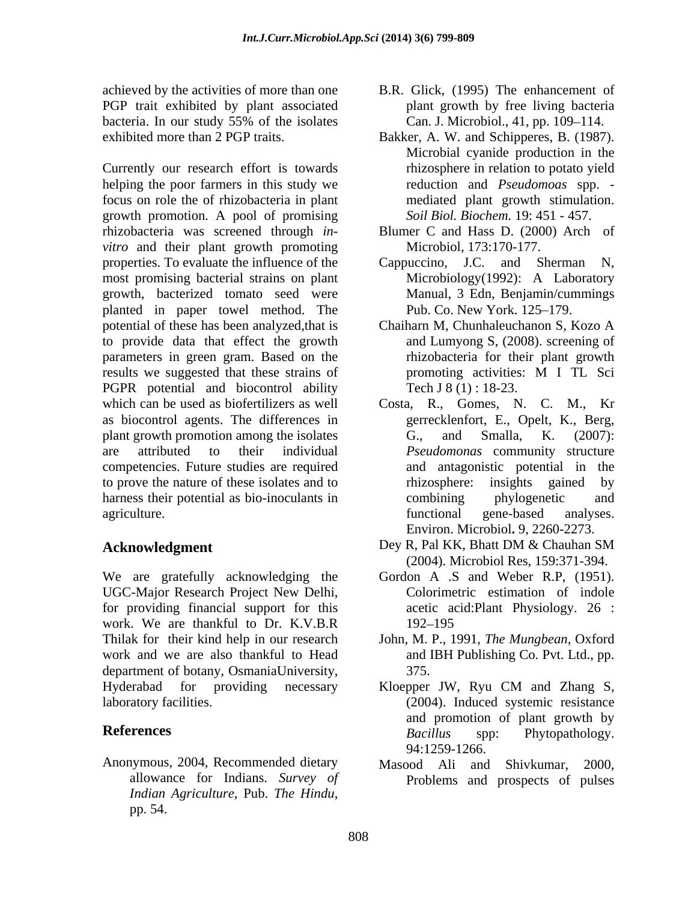achieved by the activities of more than one PGP trait exhibited by plant associated bacteria. In our study 55% of the isolates exhibited more than 2 PGP traits.

Currently our research effort is towards helping the poor farmers in this study we focus on role the of rhizobacteria in plant growth promotion. A pool of promising rhizobacteria was screened through *in-vitro* and their plant growth promoting properties. To evaluate the influence of the most promising bacterial strains on plant growth, bacterized tomato seed were planted in paper towel method. The potential of these has been analyzed,that is to provide data that effect the growth parameters in green gram. Based on the results we suggested that these strains of PGPR potential and biocontrol ability which can be used as biofertilizers as well as biocontrol agents. The differences in plant growth promotion among the isolates are attributed to their individual competencies. Future studies are required to prove the nature of these isolates and to harness their potential as bio-inoculants in agriculture.

## Acknowledgment

We are gratefully acknowledging the UGC-Major Research Project New Delhi, for providing financial support for this work. We are thankful to Dr. K.V.B.R Thilak for their kind help in our research work and we are also thankful to Head department of botany, OsmaniaUniversity, Hyderabad for providing necessary laboratory facilities.

## References

Anonymous, 2004, Recommended dietary allowance for Indians. *Survey of Indian Agriculture*, Pub. *The Hindu*, pp. 54.

B.R. Glick, (1995) The enhancement of plant growth by free living bacteria Can. J. Microbiol., 41, pp. 109–114.

Bakker, A. W. and Schipperes, B. (1987). Microbial cyanide production in the rhizosphere in relation to potato yield reduction and *Pseudomoas* spp. - mediated plant growth stimulation. *Soil Biol. Biochem.* 19: 451 - 457.

Blumer C and Hass D. (2000) Arch of Microbiol, 173:170-177.

Cappuccino, J.C. and Sherman N, Microbiology(1992): A Laboratory Manual, 3 Edn, Benjamin/cummings Pub. Co. New York. 125–179.

Chaiharn M, Chunhaleuchanon S, Kozo A and Lumyong S, (2008). screening of rhizobacteria for their plant growth promoting activities: M I TL Sci Tech J 8 (1) : 18-23.

Costa, R., Gomes, N. C. M., Kr gerrecklenfort, E., Opelt, K., Berg, G., and Smalla, K. (2007): *Pseudomonas* community structure and antagonistic potential in the rhizosphere: insights gained by combining phylogenetic and functional gene-based analyses. Environ. Microbiol**.** 9, 2260-2273.

Dey R, Pal KK, Bhatt DM & Chauhan SM (2004). Microbiol Res, 159:371-394.

Gordon A .S and Weber R.P, (1951). Colorimetric estimation of indole acetic acid:Plant Physiology. 26 : 192–195

John, M. P., 1991, *The Mungbean*, Oxford and IBH Publishing Co. Pvt. Ltd., pp. 375.

Kloepper JW, Ryu CM and Zhang S, (2004). Induced systemic resistance and promotion of plant growth by *Bacillus* spp: Phytopathology. 94:1259-1266.

Masood Ali and Shivkumar, 2000, Problems and prospects of pulses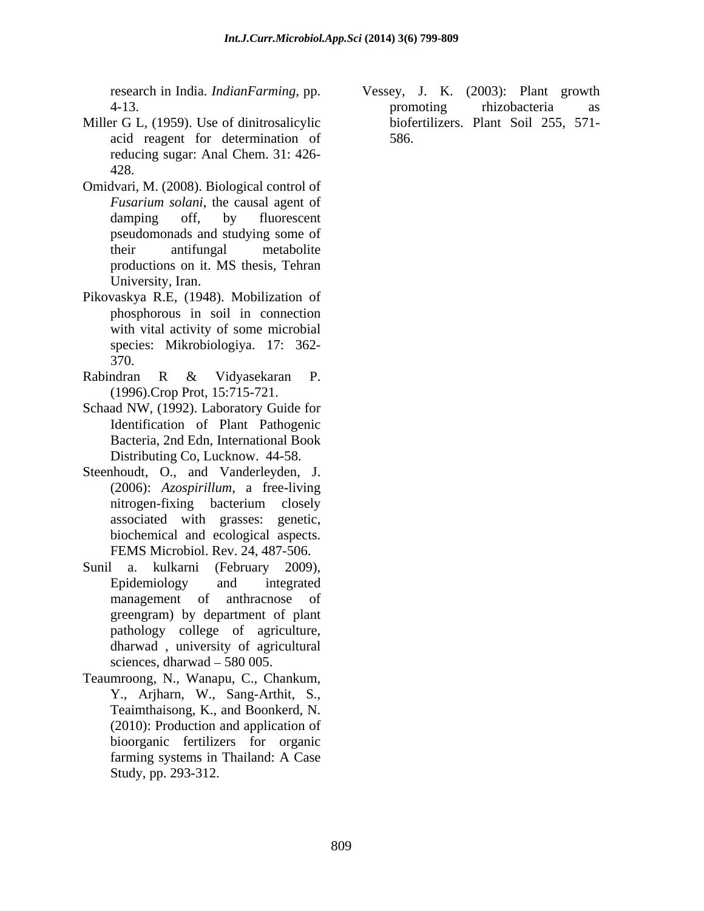research in India. *IndianFarming*, pp. 4-13.

Miller G L, (1959). Use of dinitrosalicylic acid reagent for determination of reducing sugar: Anal Chem. 31: 426-428.

Omidvari, M. (2008). Biological control of *Fusarium solani*, the causal agent of damping off, by fluorescent pseudomonads and studying some of their antifungal metabolite productions on it. MS thesis, Tehran University, Iran.

Pikovaskya R.E, (1948). Mobilization of phosphorous in soil in connection with vital activity of some microbial species: Mikrobiologiya. 17: 362-370.

Rabindran R & Vidyasekaran P. (1996).Crop Prot, 15:715-721.

Schaad NW, (1992). Laboratory Guide for Identification of Plant Pathogenic Bacteria, 2nd Edn, International Book Distributing Co, Lucknow. 44-58.

Steenhoudt, O., and Vanderleyden, J. (2006): *Azospirillum*, a free-living nitrogen-fixing bacterium closely associated with grasses: genetic, biochemical and ecological aspects. FEMS Microbiol. Rev. 24, 487-506.

Sunil a. kulkarni (February 2009), Epidemiology and integrated management of anthracnose of greengram) by department of plant pathology college of agriculture, dharwad , university of agricultural sciences, dharwad – 580 005.

Teaumroong, N., Wanapu, C., Chankum, Y., Arjharn, W., Sang-Arthit, S., Teaimthaisong, K., and Boonkerd, N. (2010): Production and application of bioorganic fertilizers for organic farming systems in Thailand: A Case Study, pp. 293-312.

Vessey, J. K. (2003): Plant growth promoting rhizobacteria as biofertilizers. Plant Soil 255, 571-586.